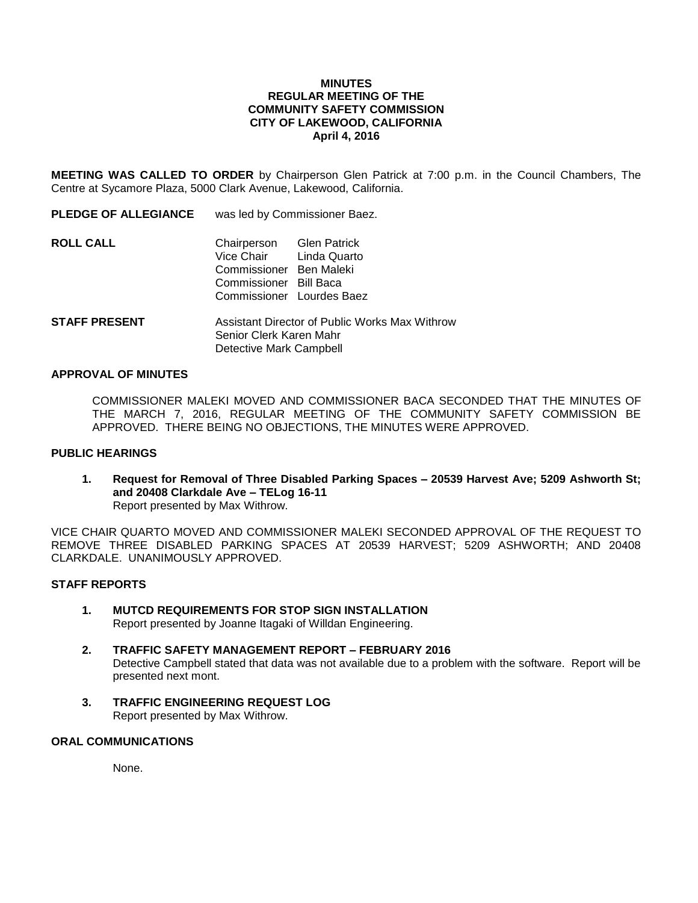**MINUTES**
**REGULAR MEETING OF THE**
**COMMUNITY SAFETY COMMISSION**
**CITY OF LAKEWOOD, CALIFORNIA**
**April 4, 2016**

**MEETING WAS CALLED TO ORDER** by Chairperson Glen Patrick at 7:00 p.m. in the Council Chambers, The Centre at Sycamore Plaza, 5000 Clark Avenue, Lakewood, California.

**PLEDGE OF ALLEGIANCE** was led by Commissioner Baez.

**ROLL CALL**

Chairperson Glen Patrick
Vice Chair Linda Quarto
Commissioner Ben Maleki
Commissioner Bill Baca
Commissioner Lourdes Baez

**STAFF PRESENT**

Assistant Director of Public Works Max Withrow
Senior Clerk Karen Mahr
Detective Mark Campbell

**APPROVAL OF MINUTES**

COMMISSIONER MALEKI MOVED AND COMMISSIONER BACA SECONDED THAT THE MINUTES OF THE MARCH 7, 2016, REGULAR MEETING OF THE COMMUNITY SAFETY COMMISSION BE APPROVED. THERE BEING NO OBJECTIONS, THE MINUTES WERE APPROVED.

**PUBLIC HEARINGS**

1. **Request for Removal of Three Disabled Parking Spaces – 20539 Harvest Ave; 5209 Ashworth St; and 20408 Clarkdale Ave – TELog 16-11**
   Report presented by Max Withrow.

VICE CHAIR QUARTO MOVED AND COMMISSIONER MALEKI SECONDED APPROVAL OF THE REQUEST TO REMOVE THREE DISABLED PARKING SPACES AT 20539 HARVEST; 5209 ASHWORTH; AND 20408 CLARKDALE. UNANIMOUSLY APPROVED.

**STAFF REPORTS**

1. **MUTCD REQUIREMENTS FOR STOP SIGN INSTALLATION**
   Report presented by Joanne Itagaki of Willdan Engineering.

2. **TRAFFIC SAFETY MANAGEMENT REPORT – FEBRUARY 2016**
   Detective Campbell stated that data was not available due to a problem with the software. Report will be presented next mont.

3. **TRAFFIC ENGINEERING REQUEST LOG**
   Report presented by Max Withrow.

**ORAL COMMUNICATIONS**

None.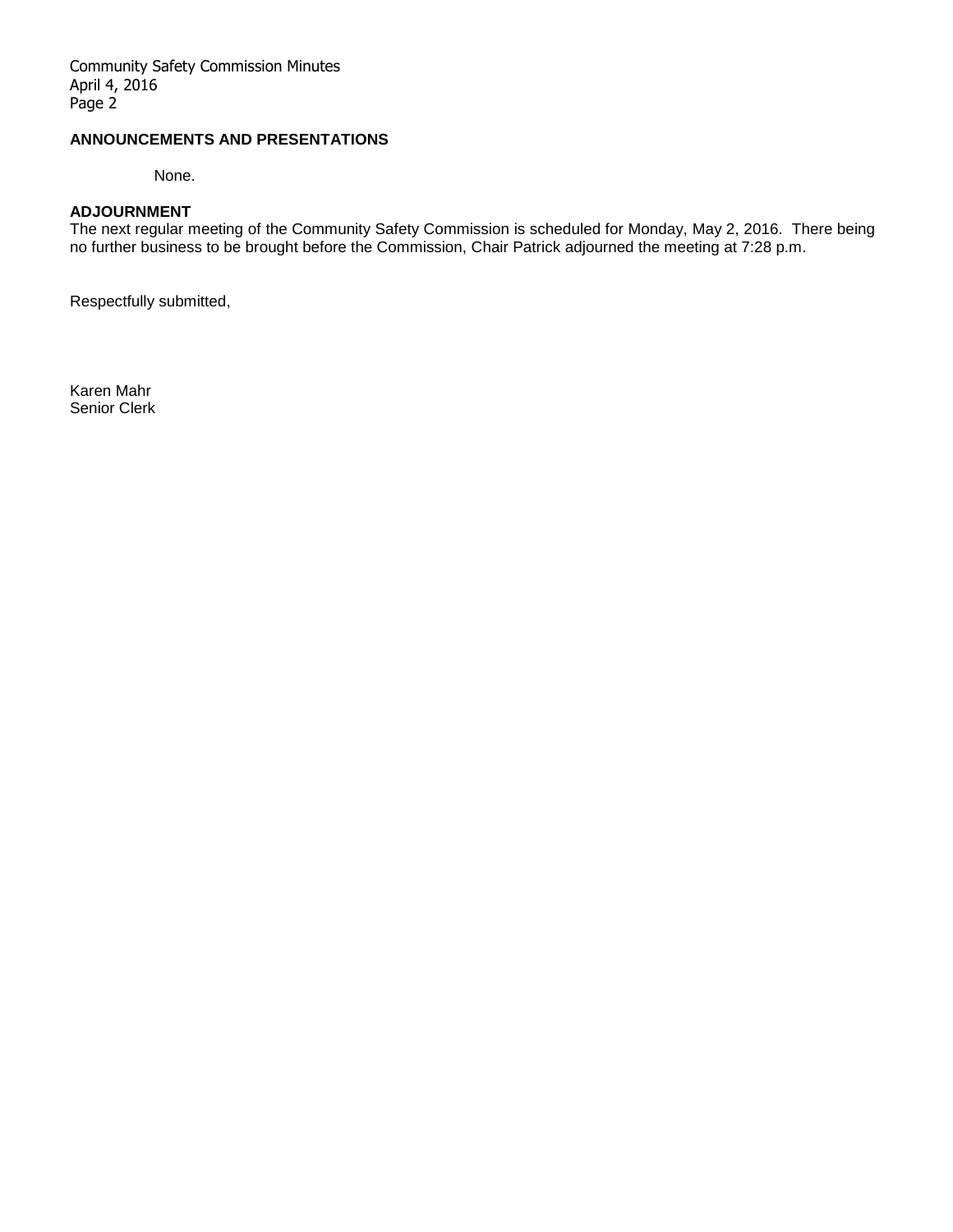## ANNOUNCEMENTS AND PRESENTATIONS

None.

## ADJOURNMENT

The next regular meeting of the Community Safety Commission is scheduled for Monday, May 2, 2016. There being no further business to be brought before the Commission, Chair Patrick adjourned the meeting at 7:28 p.m.

Respectfully submitted,

Karen Mahr
Senior Clerk